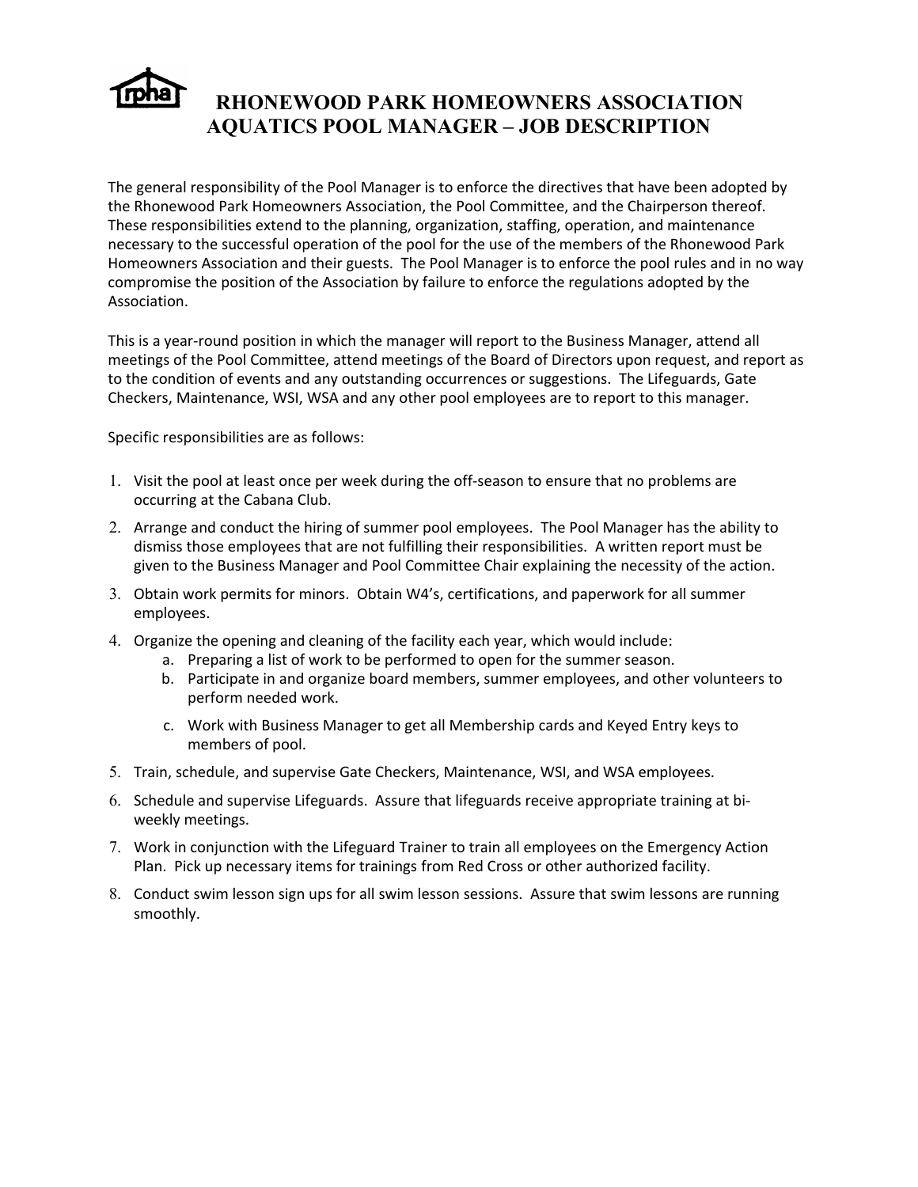# RHONEWOOD PARK HOMEOWNERS ASSOCIATION AQUATICS POOL MANAGER – JOB DESCRIPTION

The general responsibility of the Pool Manager is to enforce the directives that have been adopted by the Rhonewood Park Homeowners Association, the Pool Committee, and the Chairperson thereof. These responsibilities extend to the planning, organization, staffing, operation, and maintenance necessary to the successful operation of the pool for the use of the members of the Rhonewood Park Homeowners Association and their guests. The Pool Manager is to enforce the pool rules and in no way compromise the position of the Association by failure to enforce the regulations adopted by the Association.

This is a year-round position in which the manager will report to the Business Manager, attend all meetings of the Pool Committee, attend meetings of the Board of Directors upon request, and report as to the condition of events and any outstanding occurrences or suggestions. The Lifeguards, Gate Checkers, Maintenance, WSI, WSA and any other pool employees are to report to this manager.

Specific responsibilities are as follows:

1. Visit the pool at least once per week during the off-season to ensure that no problems are occurring at the Cabana Club.
2. Arrange and conduct the hiring of summer pool employees. The Pool Manager has the ability to dismiss those employees that are not fulfilling their responsibilities. A written report must be given to the Business Manager and Pool Committee Chair explaining the necessity of the action.
3. Obtain work permits for minors. Obtain W4's, certifications, and paperwork for all summer employees.
4. Organize the opening and cleaning of the facility each year, which would include:
   a. Preparing a list of work to be performed to open for the summer season.
   b. Participate in and organize board members, summer employees, and other volunteers to perform needed work.
   c. Work with Business Manager to get all Membership cards and Keyed Entry keys to members of pool.
5. Train, schedule, and supervise Gate Checkers, Maintenance, WSI, and WSA employees.
6. Schedule and supervise Lifeguards. Assure that lifeguards receive appropriate training at bi-weekly meetings.
7. Work in conjunction with the Lifeguard Trainer to train all employees on the Emergency Action Plan. Pick up necessary items for trainings from Red Cross or other authorized facility.
8. Conduct swim lesson sign ups for all swim lesson sessions. Assure that swim lessons are running smoothly.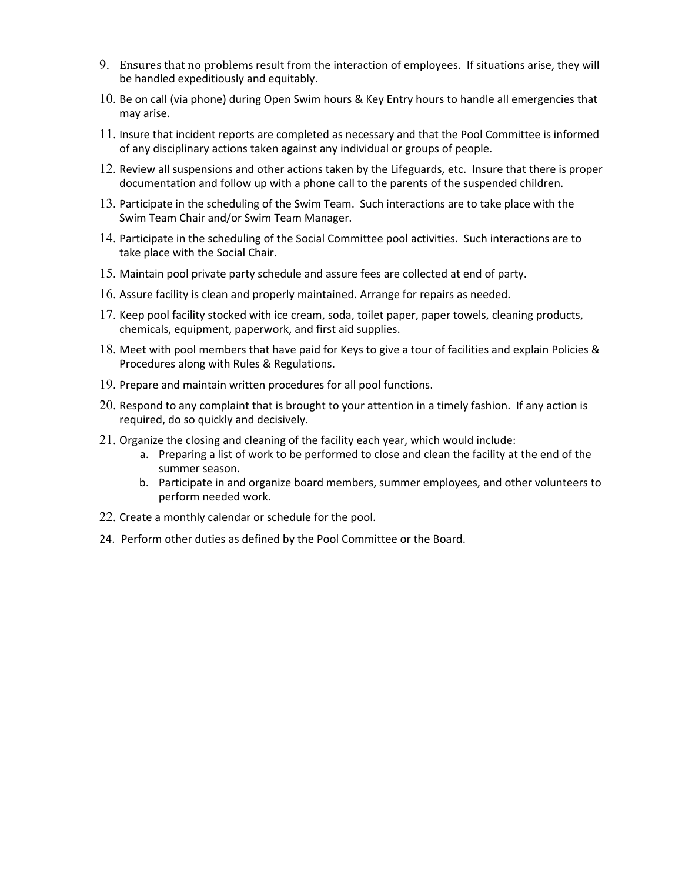9. Ensures that no problems result from the interaction of employees. If situations arise, they will be handled expeditiously and equitably.
10. Be on call (via phone) during Open Swim hours & Key Entry hours to handle all emergencies that may arise.
11. Insure that incident reports are completed as necessary and that the Pool Committee is informed of any disciplinary actions taken against any individual or groups of people.
12. Review all suspensions and other actions taken by the Lifeguards, etc. Insure that there is proper documentation and follow up with a phone call to the parents of the suspended children.
13. Participate in the scheduling of the Swim Team. Such interactions are to take place with the Swim Team Chair and/or Swim Team Manager.
14. Participate in the scheduling of the Social Committee pool activities. Such interactions are to take place with the Social Chair.
15. Maintain pool private party schedule and assure fees are collected at end of party.
16. Assure facility is clean and properly maintained. Arrange for repairs as needed.
17. Keep pool facility stocked with ice cream, soda, toilet paper, paper towels, cleaning products, chemicals, equipment, paperwork, and first aid supplies.
18. Meet with pool members that have paid for Keys to give a tour of facilities and explain Policies & Procedures along with Rules & Regulations.
19. Prepare and maintain written procedures for all pool functions.
20. Respond to any complaint that is brought to your attention in a timely fashion. If any action is required, do so quickly and decisively.
21. Organize the closing and cleaning of the facility each year, which would include:
    a. Preparing a list of work to be performed to close and clean the facility at the end of the summer season.
    b. Participate in and organize board members, summer employees, and other volunteers to perform needed work.
22. Create a monthly calendar or schedule for the pool.

24. Perform other duties as defined by the Pool Committee or the Board.